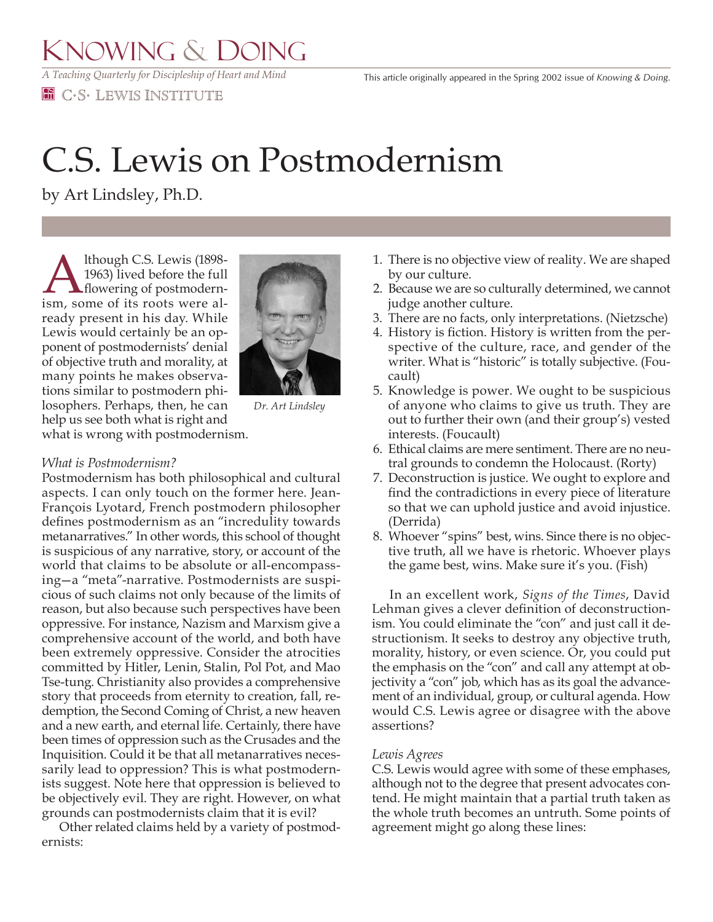# C.S. Lewis on Postmodernism

by Art Lindsley, Ph.D.

Although C.S. Lewis (1898-1963) lived before the full flowering of postmodernism, some of its roots were already present in his day. While Lewis would certainly be an opponent of postmodernists' denial of objective truth and morality, at many points he makes observations similar to postmodern philosophers. Perhaps, then, he can help us see both what is right and what is wrong with postmodernism.

Dr. Art Lindsley

*What is Postmodernism?*

Postmodernism has both philosophical and cultural aspects. I can only touch on the former here. Jean-François Lyotard, French postmodern philosopher defines postmodernism as an "incredulity towards metanarratives." In other words, this school of thought is suspicious of any narrative, story, or account of the world that claims to be absolute or all-encompassing—a "meta"-narrative. Postmodernists are suspicious of such claims not only because of the limits of reason, but also because such perspectives have been oppressive. For instance, Nazism and Marxism give a comprehensive account of the world, and both have been extremely oppressive. Consider the atrocities committed by Hitler, Lenin, Stalin, Pol Pot, and Mao Tse-tung. Christianity also provides a comprehensive story that proceeds from eternity to creation, fall, redemption, the Second Coming of Christ, a new heaven and a new earth, and eternal life. Certainly, there have been times of oppression such as the Crusades and the Inquisition. Could it be that all metanarratives necessarily lead to oppression? This is what postmodernists suggest. Note here that oppression is believed to be objectively evil. They are right. However, on what grounds can postmodernists claim that it is evil?

Other related claims held by a variety of postmodernists:

1. There is no objective view of reality. We are shaped by our culture.
2. Because we are so culturally determined, we cannot judge another culture.
3. There are no facts, only interpretations. (Nietzsche)
4. History is fiction. History is written from the perspective of the culture, race, and gender of the writer. What is "historic" is totally subjective. (Foucault)
5. Knowledge is power. We ought to be suspicious of anyone who claims to give us truth. They are out to further their own (and their group's) vested interests. (Foucault)
6. Ethical claims are mere sentiment. There are no neutral grounds to condemn the Holocaust. (Rorty)
7. Deconstruction is justice. We ought to explore and find the contradictions in every piece of literature so that we can uphold justice and avoid injustice. (Derrida)
8. Whoever "spins" best, wins. Since there is no objective truth, all we have is rhetoric. Whoever plays the game best, wins. Make sure it's you. (Fish)

In an excellent work, *Signs of the Times*, David Lehman gives a clever definition of deconstructionism. You could eliminate the "con" and just call it destructionism. It seeks to destroy any objective truth, morality, history, or even science. Or, you could put the emphasis on the "con" and call any attempt at objectivity a "con" job, which has as its goal the advancement of an individual, group, or cultural agenda. How would C.S. Lewis agree or disagree with the above assertions?

*Lewis Agrees*

C.S. Lewis would agree with some of these emphases, although not to the degree that present advocates contend. He might maintain that a partial truth taken as the whole truth becomes an untruth. Some points of agreement might go along these lines: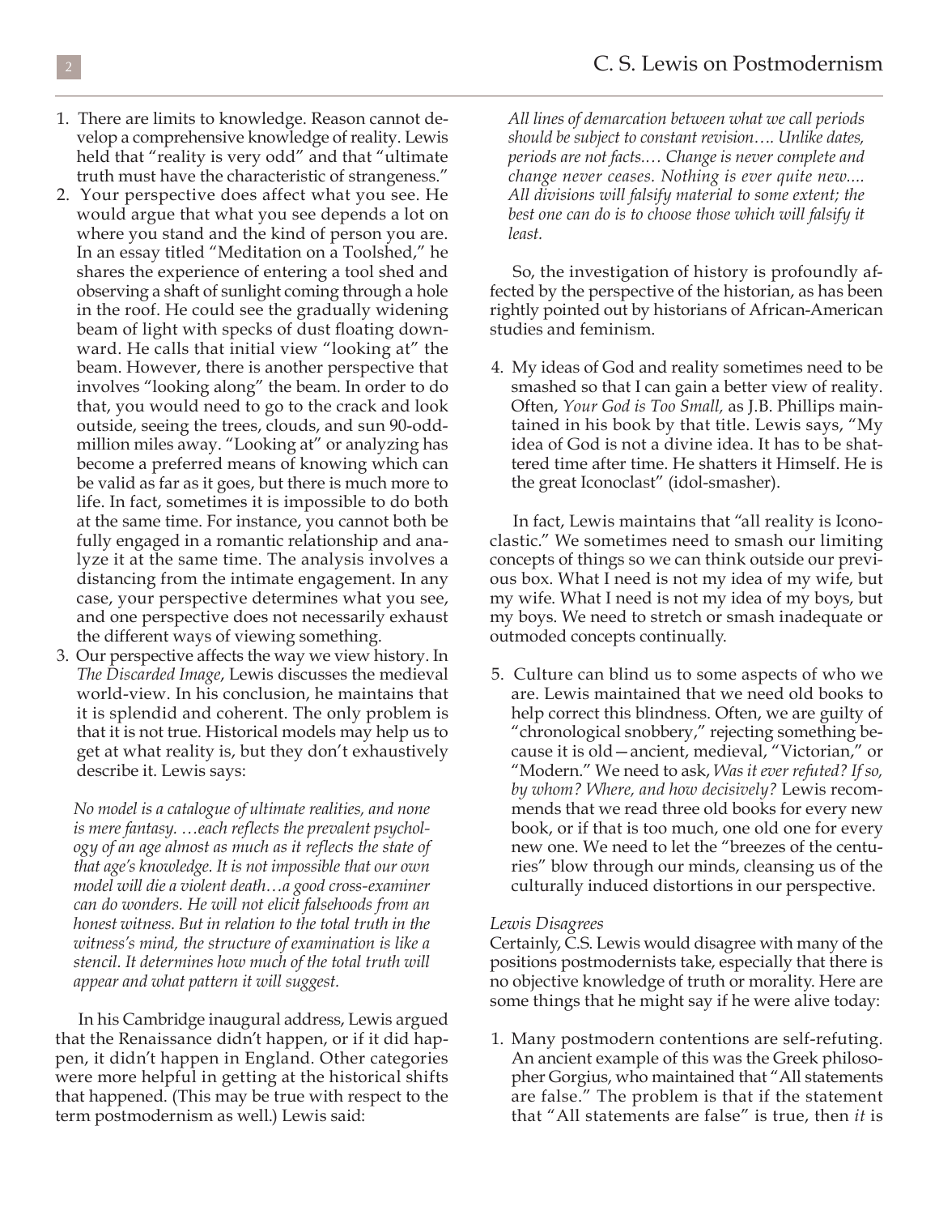1. There are limits to knowledge. Reason cannot develop a comprehensive knowledge of reality. Lewis held that "reality is very odd" and that "ultimate truth must have the characteristic of strangeness."
2. Your perspective does affect what you see. He would argue that what you see depends a lot on where you stand and the kind of person you are. In an essay titled "Meditation on a Toolshed," he shares the experience of entering a tool shed and observing a shaft of sunlight coming through a hole in the roof. He could see the gradually widening beam of light with specks of dust floating downward. He calls that initial view "looking at" the beam. However, there is another perspective that involves "looking along" the beam. In order to do that, you would need to go to the crack and look outside, seeing the trees, clouds, and sun 90-odd-million miles away. "Looking at" or analyzing has become a preferred means of knowing which can be valid as far as it goes, but there is much more to life. In fact, sometimes it is impossible to do both at the same time. For instance, you cannot both be fully engaged in a romantic relationship and analyze it at the same time. The analysis involves a distancing from the intimate engagement. In any case, your perspective determines what you see, and one perspective does not necessarily exhaust the different ways of viewing something.
3. Our perspective affects the way we view history. In *The Discarded Image*, Lewis discusses the medieval world-view. In his conclusion, he maintains that it is splendid and coherent. The only problem is that it is not true. Historical models may help us to get at what reality is, but they don't exhaustively describe it. Lewis says:

*No model is a catalogue of ultimate realities, and none is mere fantasy. …each reflects the prevalent psychology of an age almost as much as it reflects the state of that age's knowledge. It is not impossible that our own model will die a violent death…a good cross-examiner can do wonders. He will not elicit falsehoods from an honest witness. But in relation to the total truth in the witness's mind, the structure of examination is like a stencil. It determines how much of the total truth will appear and what pattern it will suggest.*

In his Cambridge inaugural address, Lewis argued that the Renaissance didn't happen, or if it did happen, it didn't happen in England. Other categories were more helpful in getting at the historical shifts that happened. (This may be true with respect to the term postmodernism as well.) Lewis said:

*All lines of demarcation between what we call periods should be subject to constant revision…. Unlike dates, periods are not facts.… Change is never complete and change never ceases. Nothing is ever quite new.... All divisions will falsify material to some extent; the best one can do is to choose those which will falsify it least.*

So, the investigation of history is profoundly affected by the perspective of the historian, as has been rightly pointed out by historians of African-American studies and feminism.

4. My ideas of God and reality sometimes need to be smashed so that I can gain a better view of reality. Often, *Your God is Too Small,* as J.B. Phillips maintained in his book by that title. Lewis says, "My idea of God is not a divine idea. It has to be shattered time after time. He shatters it Himself. He is the great Iconoclast" (idol-smasher).

In fact, Lewis maintains that "all reality is Iconoclastic." We sometimes need to smash our limiting concepts of things so we can think outside our previous box. What I need is not my idea of my wife, but my wife. What I need is not my idea of my boys, but my boys. We need to stretch or smash inadequate or outmoded concepts continually.

5. Culture can blind us to some aspects of who we are. Lewis maintained that we need old books to help correct this blindness. Often, we are guilty of "chronological snobbery," rejecting something because it is old—ancient, medieval, "Victorian," or "Modern." We need to ask, *Was it ever refuted? If so, by whom? Where, and how decisively?* Lewis recommends that we read three old books for every new book, or if that is too much, one old one for every new one. We need to let the "breezes of the centuries" blow through our minds, cleansing us of the culturally induced distortions in our perspective.

*Lewis Disagrees*

Certainly, C.S. Lewis would disagree with many of the positions postmodernists take, especially that there is no objective knowledge of truth or morality. Here are some things that he might say if he were alive today:

1. Many postmodern contentions are self-refuting. An ancient example of this was the Greek philosopher Gorgius, who maintained that "All statements are false." The problem is that if the statement that "All statements are false" is true, then *it* is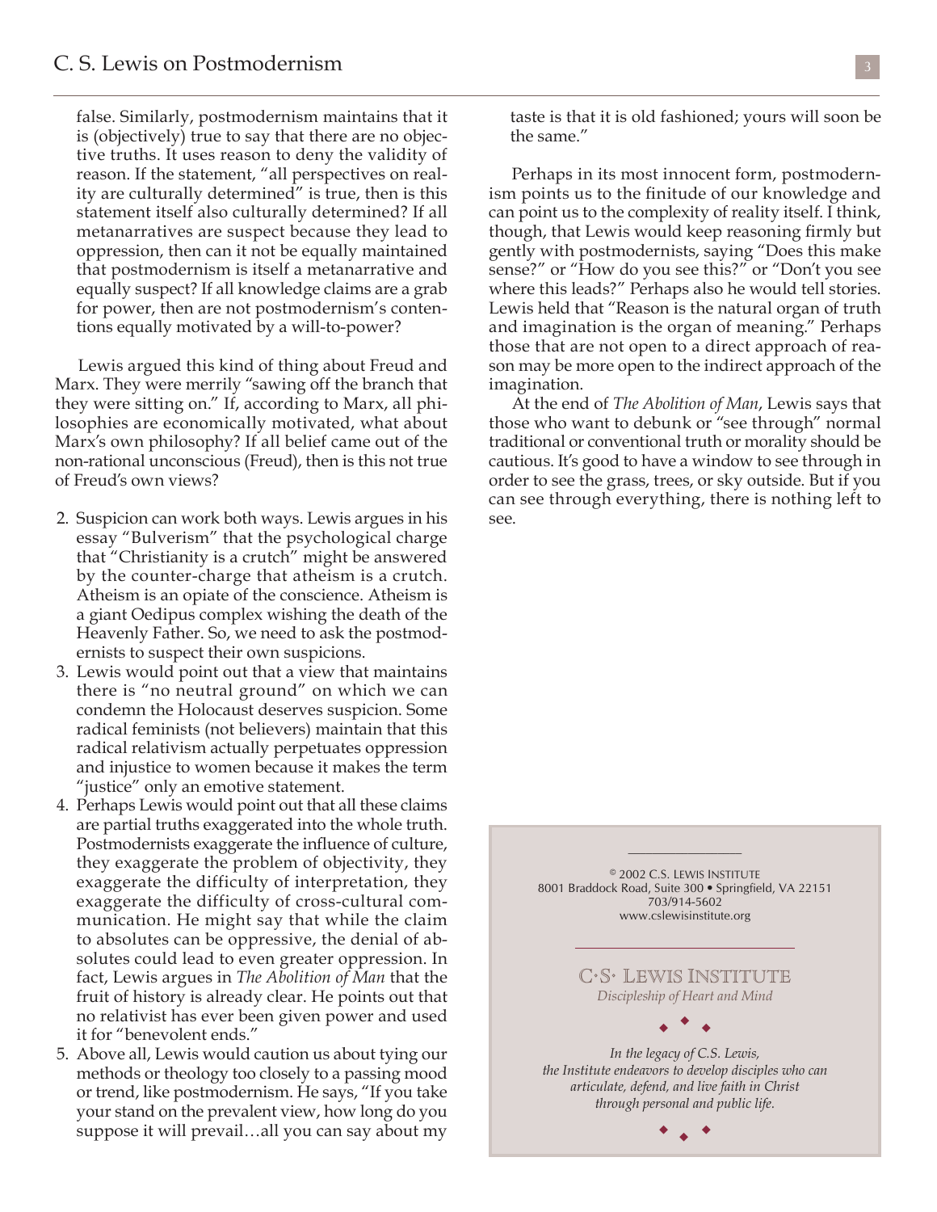false. Similarly, postmodernism maintains that it is (objectively) true to say that there are no objective truths. It uses reason to deny the validity of reason. If the statement, "all perspectives on reality are culturally determined" is true, then is this statement itself also culturally determined? If all metanarratives are suspect because they lead to oppression, then can it not be equally maintained that postmodernism is itself a metanarrative and equally suspect? If all knowledge claims are a grab for power, then are not postmodernism's contentions equally motivated by a will-to-power?

Lewis argued this kind of thing about Freud and Marx. They were merrily "sawing off the branch that they were sitting on." If, according to Marx, all philosophies are economically motivated, what about Marx's own philosophy? If all belief came out of the non-rational unconscious (Freud), then is this not true of Freud's own views?

2. Suspicion can work both ways. Lewis argues in his essay "Bulverism" that the psychological charge that "Christianity is a crutch" might be answered by the counter-charge that atheism is a crutch. Atheism is an opiate of the conscience. Atheism is a giant Oedipus complex wishing the death of the Heavenly Father. So, we need to ask the postmodernists to suspect their own suspicions.
3. Lewis would point out that a view that maintains there is "no neutral ground" on which we can condemn the Holocaust deserves suspicion. Some radical feminists (not believers) maintain that this radical relativism actually perpetuates oppression and injustice to women because it makes the term "justice" only an emotive statement.
4. Perhaps Lewis would point out that all these claims are partial truths exaggerated into the whole truth. Postmodernists exaggerate the influence of culture, they exaggerate the problem of objectivity, they exaggerate the difficulty of interpretation, they exaggerate the difficulty of cross-cultural communication. He might say that while the claim to absolutes can be oppressive, the denial of absolutes could lead to even greater oppression. In fact, Lewis argues in *The Abolition of Man* that the fruit of history is already clear. He points out that no relativist has ever been given power and used it for "benevolent ends."
5. Above all, Lewis would caution us about tying our methods or theology too closely to a passing mood or trend, like postmodernism. He says, "If you take your stand on the prevalent view, how long do you suppose it will prevail…all you can say about my taste is that it is old fashioned; yours will soon be the same."

Perhaps in its most innocent form, postmodernism points us to the finitude of our knowledge and can point us to the complexity of reality itself. I think, though, that Lewis would keep reasoning firmly but gently with postmodernists, saying "Does this make sense?" or "How do you see this?" or "Don't you see where this leads?" Perhaps also he would tell stories. Lewis held that "Reason is the natural organ of truth and imagination is the organ of meaning." Perhaps those that are not open to a direct approach of reason may be more open to the indirect approach of the imagination.

At the end of *The Abolition of Man*, Lewis says that those who want to debunk or "see through" normal traditional or conventional truth or morality should be cautious. It's good to have a window to see through in order to see the grass, trees, or sky outside. But if you can see through everything, there is nothing left to see.

---

© 2002 C.S. Lewis Institute
8001 Braddock Road, Suite 300 • Springfield, VA 22151
703/914-5602
www.cslewisinstitute.org

---

C·S· Lewis Institute
*Discipleship of Heart and Mind*

*In the legacy of C.S. Lewis, the Institute endeavors to develop disciples who can articulate, defend, and live faith in Christ through personal and public life.*